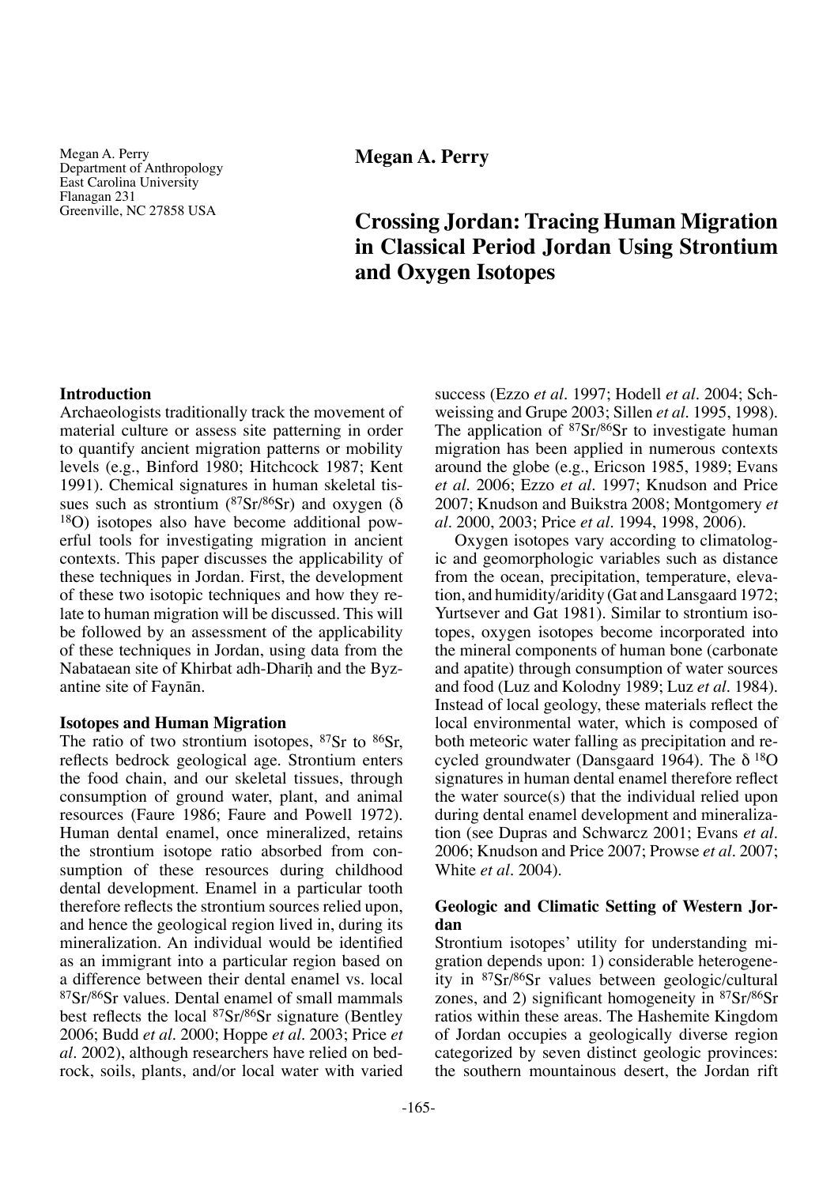Megan A. Perry
Department of Anthropology
East Carolina University
Flanagan 231
Greenville, NC 27858 USA

**Megan A. Perry**

# Crossing Jordan: Tracing Human Migration in Classical Period Jordan Using Strontium and Oxygen Isotopes

## Introduction

Archaeologists traditionally track the movement of material culture or assess site patterning in order to quantify ancient migration patterns or mobility levels (e.g., Binford 1980; Hitchcock 1987; Kent 1991). Chemical signatures in human skeletal tissues such as strontium ($^{87}Sr/^{86}Sr$) and oxygen ($\delta^{18}O$) isotopes also have become additional powerful tools for investigating migration in ancient contexts. This paper discusses the applicability of these techniques in Jordan. First, the development of these two isotopic techniques and how they relate to human migration will be discussed. This will be followed by an assessment of the applicability of these techniques in Jordan, using data from the Nabataean site of Khirbat adh-Dharīḥ and the Byzantine site of Faynān.

## Isotopes and Human Migration

The ratio of two strontium isotopes, $^{87}Sr$ to $^{86}Sr$, reflects bedrock geological age. Strontium enters the food chain, and our skeletal tissues, through consumption of ground water, plant, and animal resources (Faure 1986; Faure and Powell 1972). Human dental enamel, once mineralized, retains the strontium isotope ratio absorbed from consumption of these resources during childhood dental development. Enamel in a particular tooth therefore reflects the strontium sources relied upon, and hence the geological region lived in, during its mineralization. An individual would be identified as an immigrant into a particular region based on a difference between their dental enamel vs. local $^{87}Sr/^{86}Sr$ values. Dental enamel of small mammals best reflects the local $^{87}Sr/^{86}Sr$ signature (Bentley 2006; Budd *et al*. 2000; Hoppe *et al*. 2003; Price *et al*. 2002), although researchers have relied on bedrock, soils, plants, and/or local water with varied success (Ezzo *et al*. 1997; Hodell *et al*. 2004; Schweissing and Grupe 2003; Sillen *et al*. 1995, 1998). The application of $^{87}Sr/^{86}Sr$ to investigate human migration has been applied in numerous contexts around the globe (e.g., Ericson 1985, 1989; Evans *et al*. 2006; Ezzo *et al*. 1997; Knudson and Price 2007; Knudson and Buikstra 2008; Montgomery *et al*. 2000, 2003; Price *et al*. 1994, 1998, 2006).

Oxygen isotopes vary according to climatologic and geomorphologic variables such as distance from the ocean, precipitation, temperature, elevation, and humidity/aridity (Gat and Lansgaard 1972; Yurtsever and Gat 1981). Similar to strontium isotopes, oxygen isotopes become incorporated into the mineral components of human bone (carbonate and apatite) through consumption of water sources and food (Luz and Kolodny 1989; Luz *et al*. 1984). Instead of local geology, these materials reflect the local environmental water, which is composed of both meteoric water falling as precipitation and recycled groundwater (Dansgaard 1964). The $\delta^{18}O$ signatures in human dental enamel therefore reflect the water source(s) that the individual relied upon during dental enamel development and mineralization (see Dupras and Schwarcz 2001; Evans *et al*. 2006; Knudson and Price 2007; Prowse *et al*. 2007; White *et al*. 2004).

## Geologic and Climatic Setting of Western Jordan

Strontium isotopes' utility for understanding migration depends upon: 1) considerable heterogeneity in $^{87}Sr/^{86}Sr$ values between geologic/cultural zones, and 2) significant homogeneity in $^{87}Sr/^{86}Sr$ ratios within these areas. The Hashemite Kingdom of Jordan occupies a geologically diverse region categorized by seven distinct geologic provinces: the southern mountainous desert, the Jordan rift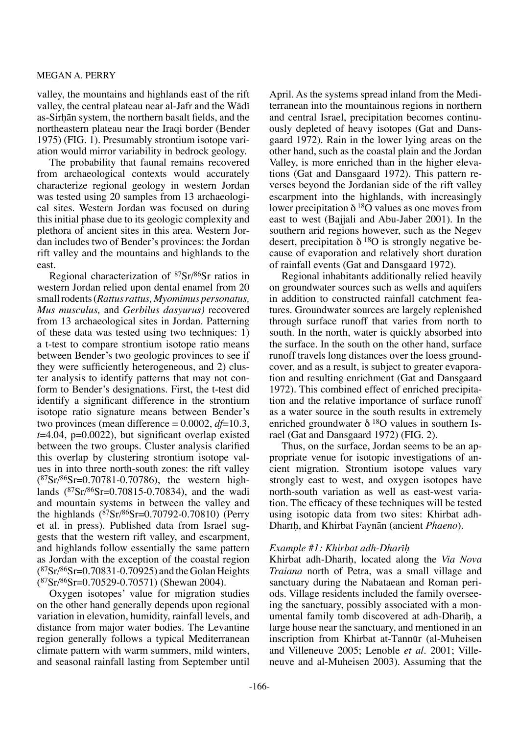valley, the mountains and highlands east of the rift valley, the central plateau near al-Jafr and the Wādī as-Sirḥān system, the northern basalt fields, and the northeastern plateau near the Iraqi border (Bender 1975) (FIG. 1). Presumably strontium isotope variation would mirror variability in bedrock geology.

The probability that faunal remains recovered from archaeological contexts would accurately characterize regional geology in western Jordan was tested using 20 samples from 13 archaeological sites. Western Jordan was focused on during this initial phase due to its geologic complexity and plethora of ancient sites in this area. Western Jordan includes two of Bender's provinces: the Jordan rift valley and the mountains and highlands to the east.

Regional characterization of $^{87}Sr/^{86}Sr$ ratios in western Jordan relied upon dental enamel from 20 small rodents (*Rattus rattus, Myomimus personatus, Mus musculus,* and *Gerbilus dasyurus)* recovered from 13 archaeological sites in Jordan. Patterning of these data was tested using two techniques: 1) a t-test to compare strontium isotope ratio means between Bender's two geologic provinces to see if they were sufficiently heterogeneous, and 2) cluster analysis to identify patterns that may not conform to Bender's designations. First, the t-test did identify a significant difference in the strontium isotope ratio signature means between Bender's two provinces (mean difference = 0.0002, $df$=10.3, $t$=4.04, p=0.0022), but significant overlap existed between the two groups. Cluster analysis clarified this overlap by clustering strontium isotope values in into three north-south zones: the rift valley ($^{87}Sr/^{86}Sr$=0.70781-0.70786), the western highlands ($^{87}Sr/^{86}Sr$=0.70815-0.70834), and the wadi and mountain systems in between the valley and the highlands ($^{87}Sr/^{86}Sr$=0.70792-0.70810) (Perry et al. in press). Published data from Israel suggests that the western rift valley, and escarpment, and highlands follow essentially the same pattern as Jordan with the exception of the coastal region ($^{87}Sr/^{86}Sr$=0.70831-0.70925) and the Golan Heights ($^{87}Sr/^{86}Sr$=0.70529-0.70571) (Shewan 2004).

Oxygen isotopes' value for migration studies on the other hand generally depends upon regional variation in elevation, humidity, rainfall levels, and distance from major water bodies. The Levantine region generally follows a typical Mediterranean climate pattern with warm summers, mild winters, and seasonal rainfall lasting from September until April. As the systems spread inland from the Mediterranean into the mountainous regions in northern and central Israel, precipitation becomes continuously depleted of heavy isotopes (Gat and Dansgaard 1972). Rain in the lower lying areas on the other hand, such as the coastal plain and the Jordan Valley, is more enriched than in the higher elevations (Gat and Dansgaard 1972). This pattern reverses beyond the Jordanian side of the rift valley escarpment into the highlands, with increasingly lower precipitation $\delta^{18}O$ values as one moves from east to west (Bajjali and Abu-Jaber 2001). In the southern arid regions however, such as the Negev desert, precipitation $\delta^{18}O$ is strongly negative because of evaporation and relatively short duration of rainfall events (Gat and Dansgaard 1972).

Regional inhabitants additionally relied heavily on groundwater sources such as wells and aquifers in addition to constructed rainfall catchment features. Groundwater sources are largely replenished through surface runoff that varies from north to south. In the north, water is quickly absorbed into the surface. In the south on the other hand, surface runoff travels long distances over the loess groundcover, and as a result, is subject to greater evaporation and resulting enrichment (Gat and Dansgaard 1972). This combined effect of enriched precipitation and the relative importance of surface runoff as a water source in the south results in extremely enriched groundwater $\delta^{18}O$ values in southern Israel (Gat and Dansgaard 1972) (FIG. 2).

Thus, on the surface, Jordan seems to be an appropriate venue for isotopic investigations of ancient migration. Strontium isotope values vary strongly east to west, and oxygen isotopes have north-south variation as well as east-west variation. The efficacy of these techniques will be tested using isotopic data from two sites: Khirbat adh-Dharīḥ, and Khirbat Faynān (ancient *Phaeno*).

### *Example #1: Khirbat adh-Dharīḥ*

Khirbat adh-Dharīḥ, located along the *Via Nova Traiana* north of Petra, was a small village and sanctuary during the Nabataean and Roman periods. Village residents included the family overseeing the sanctuary, possibly associated with a monumental family tomb discovered at adh-Dharīḥ, a large house near the sanctuary, and mentioned in an inscription from Khirbat at-Tannūr (al-Muheisen and Villeneuve 2005; Lenoble *et al*. 2001; Villeneuve and al-Muheisen 2003). Assuming that the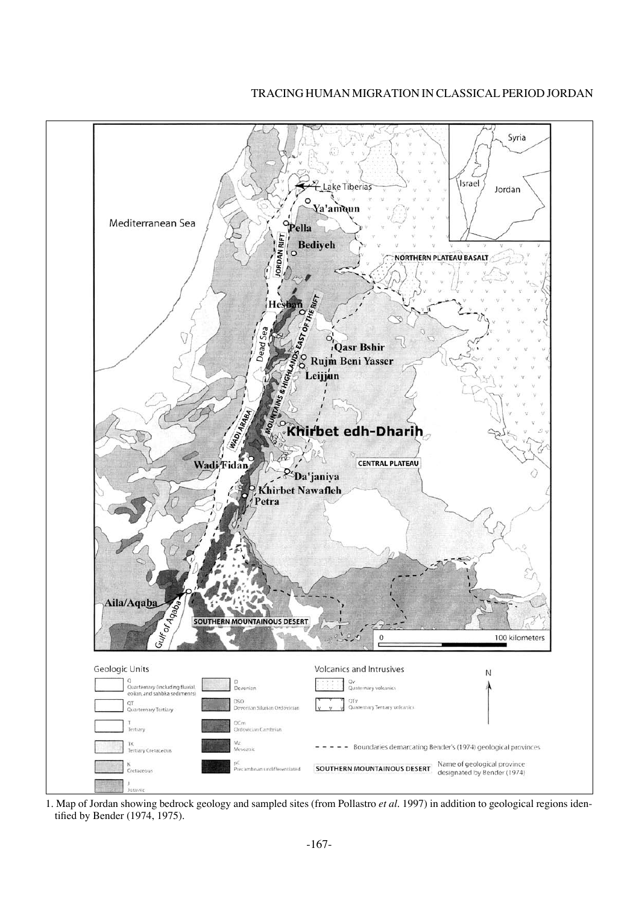1. Map of Jordan showing bedrock geology and sampled sites (from Pollastro *et al*. 1997) in addition to geological regions identified by Bender (1974, 1975).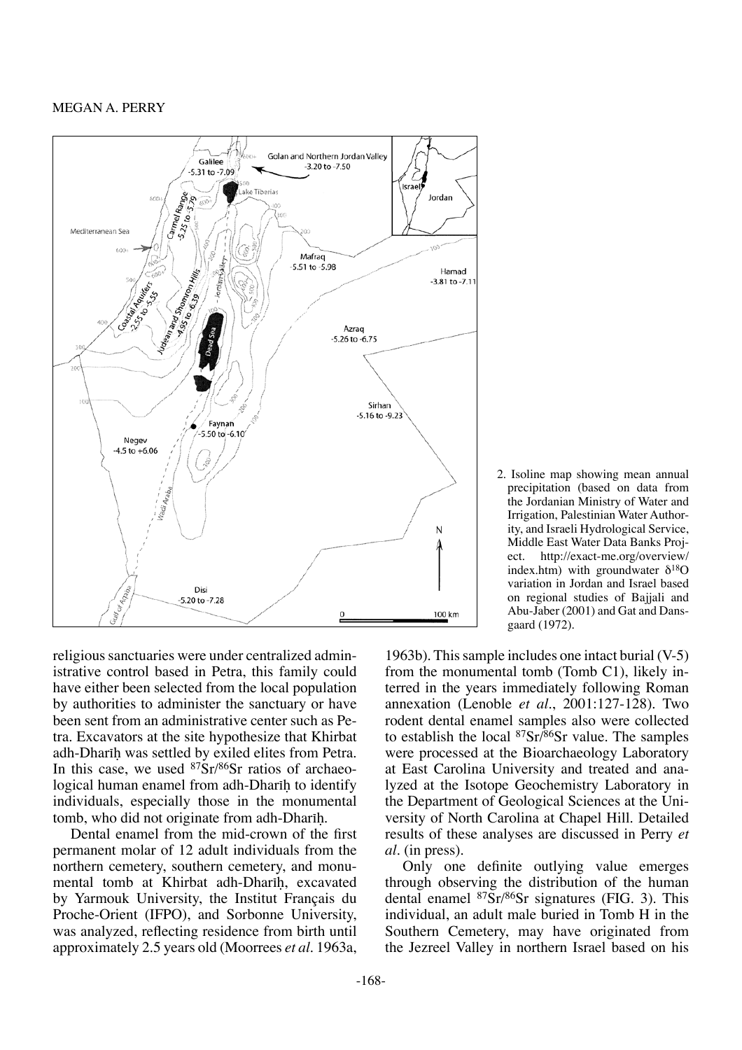2. Isoline map showing mean annual precipitation (based on data from the Jordanian Ministry of Water and Irrigation, Palestinian Water Authority, and Israeli Hydrological Service, Middle East Water Data Banks Project. http://exact-me.org/overview/index.htm) with groundwater $\delta^{18}O$ variation in Jordan and Israel based on regional studies of Bajjali and Abu-Jaber (2001) and Gat and Dansgaard (1972).

religious sanctuaries were under centralized administrative control based in Petra, this family could have either been selected from the local population by authorities to administer the sanctuary or have been sent from an administrative center such as Petra. Excavators at the site hypothesize that Khirbat adh-Dharīḥ was settled by exiled elites from Petra. In this case, we used $^{87}Sr/^{86}Sr$ ratios of archaeological human enamel from adh-Dharīḥ to identify individuals, especially those in the monumental tomb, who did not originate from adh-Dharīḥ.

Dental enamel from the mid-crown of the first permanent molar of 12 adult individuals from the northern cemetery, southern cemetery, and monumental tomb at Khirbat adh-Dharīḥ, excavated by Yarmouk University, the Institut Français du Proche-Orient (IFPO), and Sorbonne University, was analyzed, reflecting residence from birth until approximately 2.5 years old (Moorrees *et al*. 1963a, 1963b). This sample includes one intact burial (V-5) from the monumental tomb (Tomb C1), likely interred in the years immediately following Roman annexation (Lenoble *et al*., 2001:127-128). Two rodent dental enamel samples also were collected to establish the local $^{87}Sr/^{86}Sr$ value. The samples were processed at the Bioarchaeology Laboratory at East Carolina University and treated and analyzed at the Isotope Geochemistry Laboratory in the Department of Geological Sciences at the University of North Carolina at Chapel Hill. Detailed results of these analyses are discussed in Perry *et al*. (in press).

Only one definite outlying value emerges through observing the distribution of the human dental enamel $^{87}Sr/^{86}Sr$ signatures (FIG. 3). This individual, an adult male buried in Tomb H in the Southern Cemetery, may have originated from the Jezreel Valley in northern Israel based on his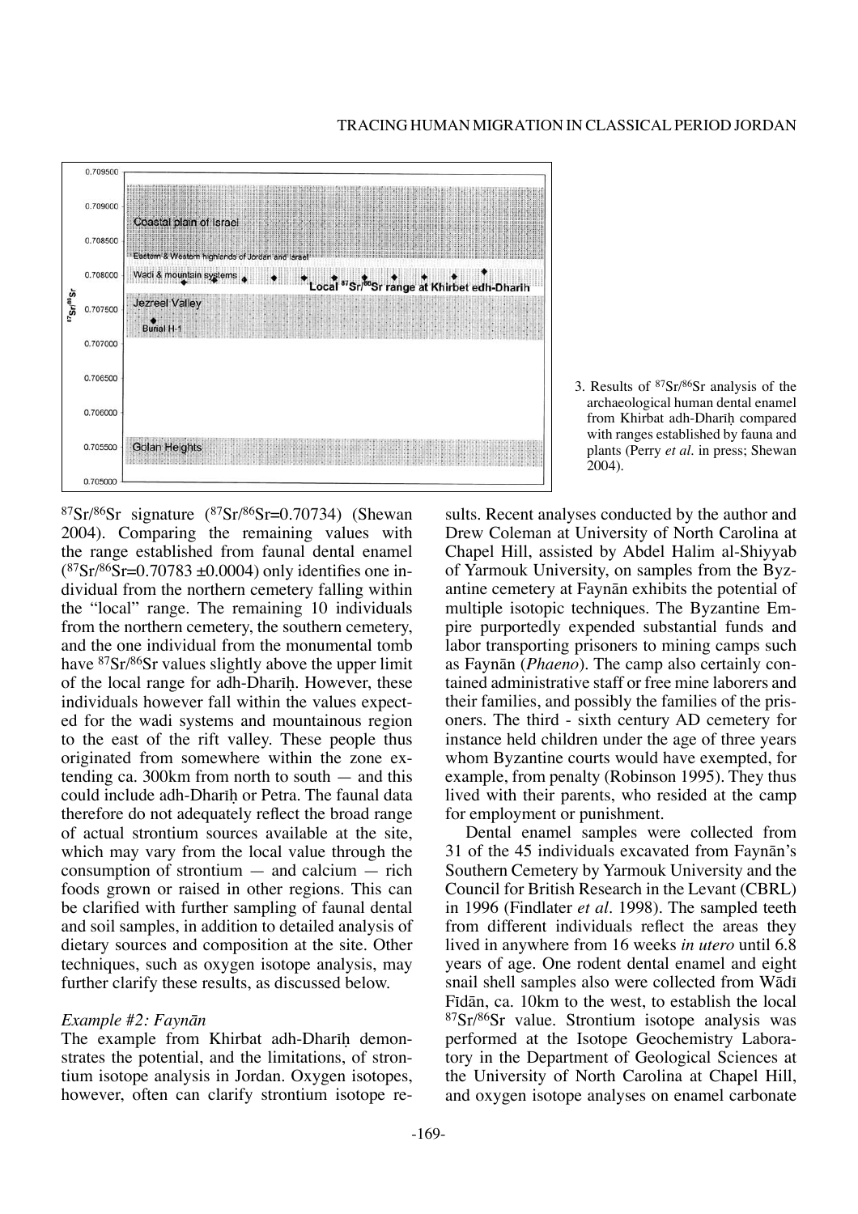3. Results of $^{87}Sr/^{86}Sr$ analysis of the archaeological human dental enamel from Khirbat adh-Dhariḥ compared with ranges established by fauna and plants (Perry *et al*. in press; Shewan 2004).

$^{87}Sr/^{86}Sr$ signature ($^{87}Sr/^{86}Sr=0.70734$) (Shewan 2004). Comparing the remaining values with the range established from faunal dental enamel ($^{87}Sr/^{86}Sr=0.70783 \pm 0.0004$) only identifies one individual from the northern cemetery falling within the "local" range. The remaining 10 individuals from the northern cemetery, the southern cemetery, and the one individual from the monumental tomb have $^{87}Sr/^{86}Sr$ values slightly above the upper limit of the local range for adh-Dhariḥ. However, these individuals however fall within the values expected for the wadi systems and mountainous region to the east of the rift valley. These people thus originated from somewhere within the zone extending ca. 300km from north to south — and this could include adh-Dhariḥ or Petra. The faunal data therefore do not adequately reflect the broad range of actual strontium sources available at the site, which may vary from the local value through the consumption of strontium — and calcium — rich foods grown or raised in other regions. This can be clarified with further sampling of faunal dental and soil samples, in addition to detailed analysis of dietary sources and composition at the site. Other techniques, such as oxygen isotope analysis, may further clarify these results, as discussed below.

### *Example #2: Faynān*

The example from Khirbat adh-Dhariḥ demonstrates the potential, and the limitations, of strontium isotope analysis in Jordan. Oxygen isotopes, however, often can clarify strontium isotope results. Recent analyses conducted by the author and Drew Coleman at University of North Carolina at Chapel Hill, assisted by Abdel Halim al-Shiyyab of Yarmouk University, on samples from the Byzantine cemetery at Faynān exhibits the potential of multiple isotopic techniques. The Byzantine Empire purportedly expended substantial funds and labor transporting prisoners to mining camps such as Faynān (*Phaeno*). The camp also certainly contained administrative staff or free mine laborers and their families, and possibly the families of the prisoners. The third - sixth century AD cemetery for instance held children under the age of three years whom Byzantine courts would have exempted, for example, from penalty (Robinson 1995). They thus lived with their parents, who resided at the camp for employment or punishment.

Dental enamel samples were collected from 31 of the 45 individuals excavated from Faynān's Southern Cemetery by Yarmouk University and the Council for British Research in the Levant (CBRL) in 1996 (Findlater *et al*. 1998). The sampled teeth from different individuals reflect the areas they lived in anywhere from 16 weeks *in utero* until 6.8 years of age. One rodent dental enamel and eight snail shell samples also were collected from Wādī Fīdān, ca. 10km to the west, to establish the local $^{87}Sr/^{86}Sr$ value. Strontium isotope analysis was performed at the Isotope Geochemistry Laboratory in the Department of Geological Sciences at the University of North Carolina at Chapel Hill, and oxygen isotope analyses on enamel carbonate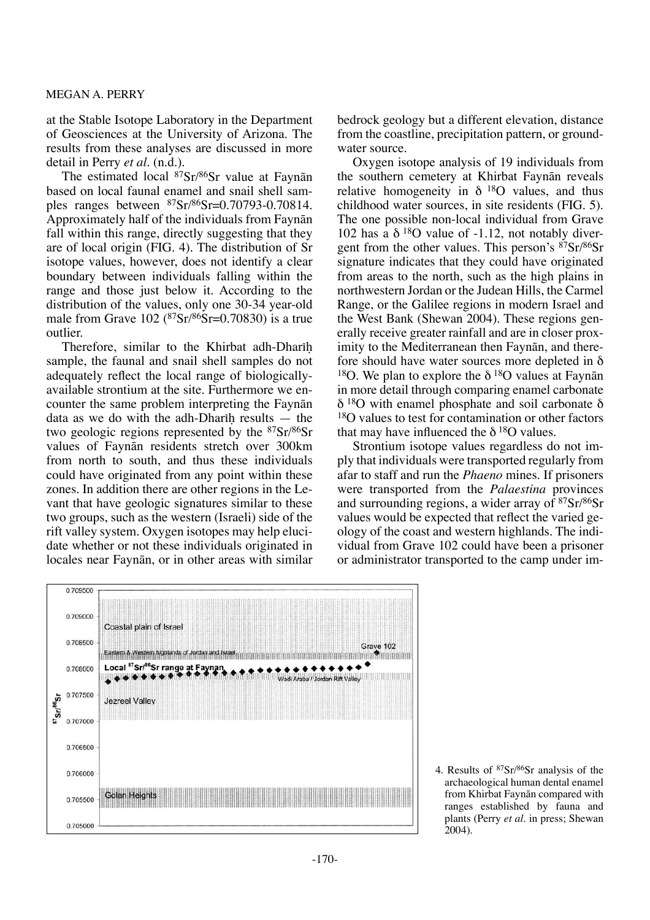at the Stable Isotope Laboratory in the Department of Geosciences at the University of Arizona. The results from these analyses are discussed in more detail in Perry *et al.* (n.d.).

The estimated local $^{87}Sr/^{86}Sr$ value at Faynān based on local faunal enamel and snail shell samples ranges between $^{87}Sr/^{86}Sr$=0.70793-0.70814. Approximately half of the individuals from Faynān fall within this range, directly suggesting that they are of local origin (FIG. 4). The distribution of Sr isotope values, however, does not identify a clear boundary between individuals falling within the range and those just below it. According to the distribution of the values, only one 30-34 year-old male from Grave 102 ($^{87}Sr/^{86}Sr$=0.70830) is a true outlier.

Therefore, similar to the Khirbat adh-Dharīḥ sample, the faunal and snail shell samples do not adequately reflect the local range of biologically-available strontium at the site. Furthermore we encounter the same problem interpreting the Faynān data as we do with the adh-Dharīḥ results — the two geologic regions represented by the $^{87}Sr/^{86}Sr$ values of Faynān residents stretch over 300km from north to south, and thus these individuals could have originated from any point within these zones. In addition there are other regions in the Levant that have geologic signatures similar to these two groups, such as the western (Israeli) side of the rift valley system. Oxygen isotopes may help elucidate whether or not these individuals originated in locales near Faynān, or in other areas with similar bedrock geology but a different elevation, distance from the coastline, precipitation pattern, or groundwater source.

Oxygen isotope analysis of 19 individuals from the southern cemetery at Khirbat Faynān reveals relative homogeneity in $\delta^{18}O$ values, and thus childhood water sources, in site residents (FIG. 5). The one possible non-local individual from Grave 102 has a $\delta^{18}O$ value of -1.12, not notably divergent from the other values. This person's $^{87}Sr/^{86}Sr$ signature indicates that they could have originated from areas to the north, such as the high plains in northwestern Jordan or the Judean Hills, the Carmel Range, or the Galilee regions in modern Israel and the West Bank (Shewan 2004). These regions generally receive greater rainfall and are in closer proximity to the Mediterranean then Faynān, and therefore should have water sources more depleted in $\delta^{18}O$. We plan to explore the $\delta^{18}O$ values at Faynān in more detail through comparing enamel carbonate $\delta^{18}O$ with enamel phosphate and soil carbonate $\delta^{18}O$ values to test for contamination or other factors that may have influenced the $\delta^{18}O$ values.

Strontium isotope values regardless do not imply that individuals were transported regularly from afar to staff and run the *Phaeno* mines. If prisoners were transported from the *Palaestina* provinces and surrounding regions, a wider array of $^{87}Sr/^{86}Sr$ values would be expected that reflect the varied geology of the coast and western highlands. The individual from Grave 102 could have been a prisoner or administrator transported to the camp under im-

4. Results of $^{87}Sr/^{86}Sr$ analysis of the archaeological human dental enamel from Khirbat Faynān compared with ranges established by fauna and plants (Perry *et al.* in press; Shewan 2004).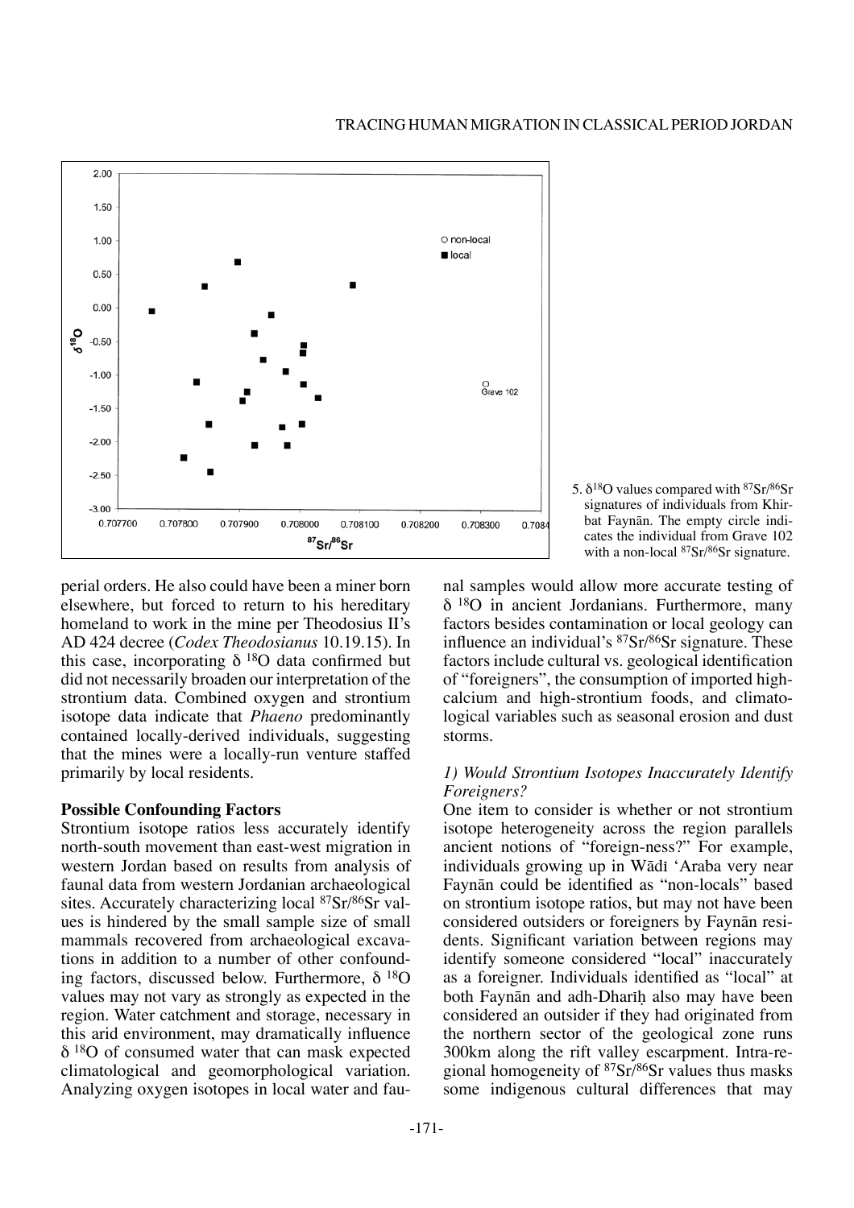5. $\delta^{18}O$ values compared with $^{87}Sr/^{86}Sr$ signatures of individuals from Khirbat Faynān. The empty circle indicates the individual from Grave 102 with a non-local $^{87}Sr/^{86}Sr$ signature.

perial orders. He also could have been a miner born elsewhere, but forced to return to his hereditary homeland to work in the mine per Theodosius II's AD 424 decree (*Codex Theodosianus* 10.19.15). In this case, incorporating $\delta^{18}O$ data confirmed but did not necessarily broaden our interpretation of the strontium data. Combined oxygen and strontium isotope data indicate that *Phaeno* predominantly contained locally-derived individuals, suggesting that the mines were a locally-run venture staffed primarily by local residents.

### Possible Confounding Factors

Strontium isotope ratios less accurately identify north-south movement than east-west migration in western Jordan based on results from analysis of faunal data from western Jordanian archaeological sites. Accurately characterizing local $^{87}Sr/^{86}Sr$ values is hindered by the small sample size of small mammals recovered from archaeological excavations in addition to a number of other confounding factors, discussed below. Furthermore, $\delta^{18}O$ values may not vary as strongly as expected in the region. Water catchment and storage, necessary in this arid environment, may dramatically influence $\delta^{18}O$ of consumed water that can mask expected climatological and geomorphological variation. Analyzing oxygen isotopes in local water and faunal samples would allow more accurate testing of $\delta^{18}O$ in ancient Jordanians. Furthermore, many factors besides contamination or local geology can influence an individual's $^{87}Sr/^{86}Sr$ signature. These factors include cultural vs. geological identification of "foreigners", the consumption of imported high-calcium and high-strontium foods, and climatological variables such as seasonal erosion and dust storms.

#### *1) Would Strontium Isotopes Inaccurately Identify Foreigners?*

One item to consider is whether or not strontium isotope heterogeneity across the region parallels ancient notions of "foreign-ness?" For example, individuals growing up in Wādī 'Araba very near Faynān could be identified as "non-locals" based on strontium isotope ratios, but may not have been considered outsiders or foreigners by Faynān residents. Significant variation between regions may identify someone considered "local" inaccurately as a foreigner. Individuals identified as "local" at both Faynān and adh-Dharīḥ also may have been considered an outsider if they had originated from the northern sector of the geological zone runs 300km along the rift valley escarpment. Intra-regional homogeneity of $^{87}Sr/^{86}Sr$ values thus masks some indigenous cultural differences that may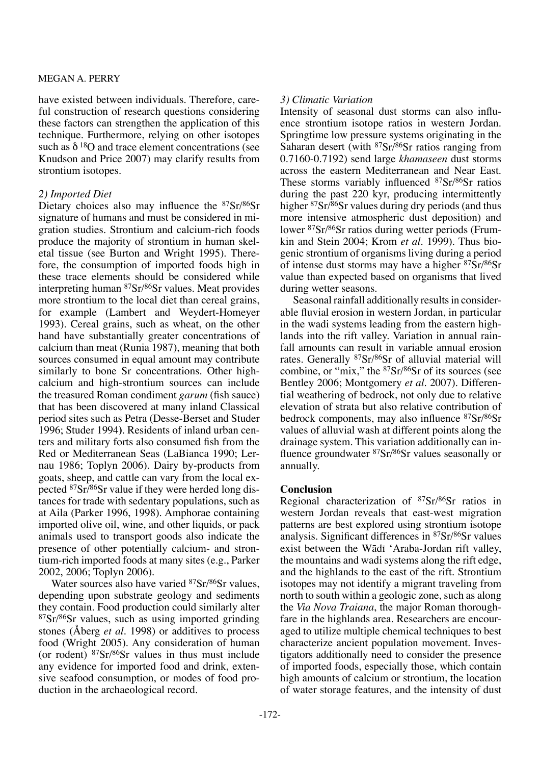have existed between individuals. Therefore, careful construction of research questions considering these factors can strengthen the application of this technique. Furthermore, relying on other isotopes such as $\delta^{18}O$ and trace element concentrations (see Knudson and Price 2007) may clarify results from strontium isotopes.

*2) Imported Diet*

Dietary choices also may influence the $^{87}Sr/^{86}Sr$ signature of humans and must be considered in migration studies. Strontium and calcium-rich foods produce the majority of strontium in human skeletal tissue (see Burton and Wright 1995). Therefore, the consumption of imported foods high in these trace elements should be considered while interpreting human $^{87}Sr/^{86}Sr$ values. Meat provides more strontium to the local diet than cereal grains, for example (Lambert and Weydert-Homeyer 1993). Cereal grains, such as wheat, on the other hand have substantially greater concentrations of calcium than meat (Runia 1987), meaning that both sources consumed in equal amount may contribute similarly to bone Sr concentrations. Other high-calcium and high-strontium sources can include the treasured Roman condiment *garum* (fish sauce) that has been discovered at many inland Classical period sites such as Petra (Desse-Berset and Studer 1996; Studer 1994). Residents of inland urban centers and military forts also consumed fish from the Red or Mediterranean Seas (LaBianca 1990; Lernau 1986; Toplyn 2006). Dairy by-products from goats, sheep, and cattle can vary from the local expected $^{87}Sr/^{86}Sr$ value if they were herded long distances for trade with sedentary populations, such as at Aila (Parker 1996, 1998). Amphorae containing imported olive oil, wine, and other liquids, or pack animals used to transport goods also indicate the presence of other potentially calcium- and strontium-rich imported foods at many sites (e.g., Parker 2002, 2006; Toplyn 2006).

Water sources also have varied $^{87}Sr/^{86}Sr$ values, depending upon substrate geology and sediments they contain. Food production could similarly alter $^{87}Sr/^{86}Sr$ values, such as using imported grinding stones (Åberg *et al*. 1998) or additives to process food (Wright 2005). Any consideration of human (or rodent) $^{87}Sr/^{86}Sr$ values in thus must include any evidence for imported food and drink, extensive seafood consumption, or modes of food production in the archaeological record.

*3) Climatic Variation*

Intensity of seasonal dust storms can also influence strontium isotope ratios in western Jordan. Springtime low pressure systems originating in the Saharan desert (with $^{87}Sr/^{86}Sr$ ratios ranging from 0.7160-0.7192) send large *khamaseen* dust storms across the eastern Mediterranean and Near East. These storms variably influenced $^{87}Sr/^{86}Sr$ ratios during the past 220 kyr, producing intermittently higher $^{87}Sr/^{86}Sr$ values during dry periods (and thus more intensive atmospheric dust deposition) and lower $^{87}Sr/^{86}Sr$ ratios during wetter periods (Frumkin and Stein 2004; Krom *et al*. 1999). Thus biogenic strontium of organisms living during a period of intense dust storms may have a higher $^{87}Sr/^{86}Sr$ value than expected based on organisms that lived during wetter seasons.

Seasonal rainfall additionally results in considerable fluvial erosion in western Jordan, in particular in the wadi systems leading from the eastern highlands into the rift valley. Variation in annual rainfall amounts can result in variable annual erosion rates. Generally $^{87}Sr/^{86}Sr$ of alluvial material will combine, or "mix," the $^{87}Sr/^{86}Sr$ of its sources (see Bentley 2006; Montgomery *et al*. 2007). Differential weathering of bedrock, not only due to relative elevation of strata but also relative contribution of bedrock components, may also influence $^{87}Sr/^{86}Sr$ values of alluvial wash at different points along the drainage system. This variation additionally can influence groundwater $^{87}Sr/^{86}Sr$ values seasonally or annually.

## Conclusion

Regional characterization of $^{87}Sr/^{86}Sr$ ratios in western Jordan reveals that east-west migration patterns are best explored using strontium isotope analysis. Significant differences in $^{87}Sr/^{86}Sr$ values exist between the Wādī 'Araba-Jordan rift valley, the mountains and wadi systems along the rift edge, and the highlands to the east of the rift. Strontium isotopes may not identify a migrant traveling from north to south within a geologic zone, such as along the *Via Nova Traiana*, the major Roman thoroughfare in the highlands area. Researchers are encouraged to utilize multiple chemical techniques to best characterize ancient population movement. Investigators additionally need to consider the presence of imported foods, especially those, which contain high amounts of calcium or strontium, the location of water storage features, and the intensity of dust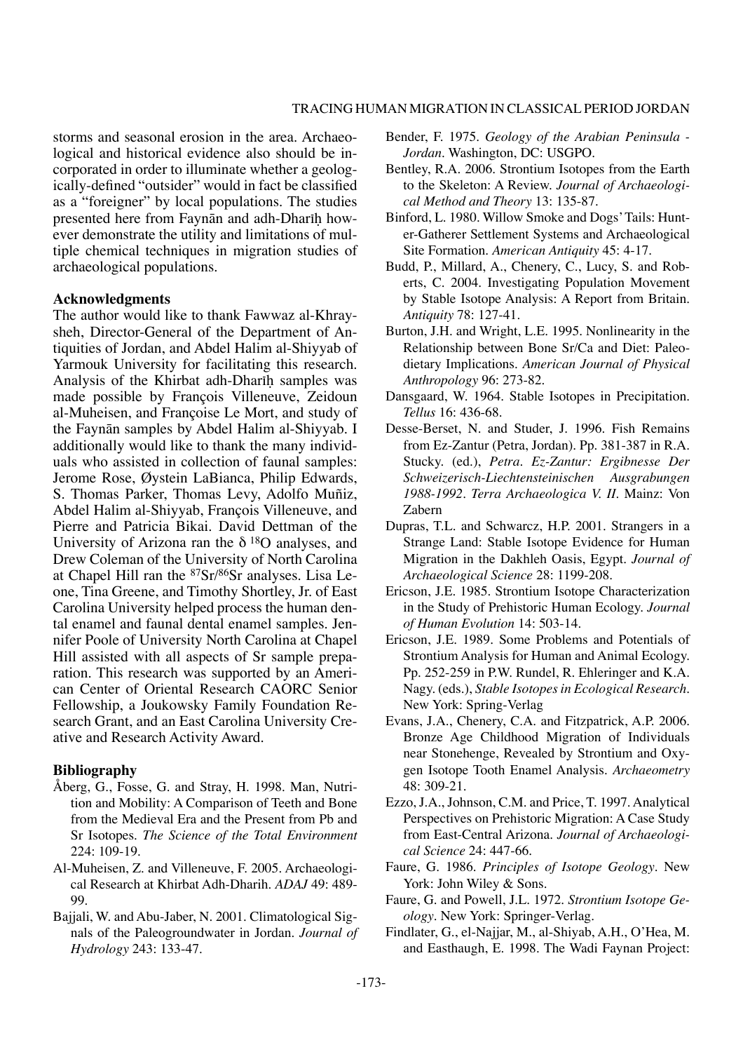storms and seasonal erosion in the area. Archaeological and historical evidence also should be incorporated in order to illuminate whether a geologically-defined "outsider" would in fact be classified as a "foreigner" by local populations. The studies presented here from Faynān and adh-Dharīḥ however demonstrate the utility and limitations of multiple chemical techniques in migration studies of archaeological populations.

### Acknowledgments

The author would like to thank Fawwaz al-Khraysheh, Director-General of the Department of Antiquities of Jordan, and Abdel Halim al-Shiyyab of Yarmouk University for facilitating this research. Analysis of the Khirbat adh-Dharīḥ samples was made possible by François Villeneuve, Zeidoun al-Muheisen, and Françoise Le Mort, and study of the Faynān samples by Abdel Halim al-Shiyyab. I additionally would like to thank the many individuals who assisted in collection of faunal samples: Jerome Rose, Øystein LaBianca, Philip Edwards, S. Thomas Parker, Thomas Levy, Adolfo Muñiz, Abdel Halim al-Shiyyab, François Villeneuve, and Pierre and Patricia Bikai. David Dettman of the University of Arizona ran the $\delta\,^{18}O$ analyses, and Drew Coleman of the University of North Carolina at Chapel Hill ran the $^{87}Sr/^{86}Sr$ analyses. Lisa Leone, Tina Greene, and Timothy Shortley, Jr. of East Carolina University helped process the human dental enamel and faunal dental enamel samples. Jennifer Poole of University North Carolina at Chapel Hill assisted with all aspects of Sr sample preparation. This research was supported by an American Center of Oriental Research CAORC Senior Fellowship, a Joukowsky Family Foundation Research Grant, and an East Carolina University Creative and Research Activity Award.

### Bibliography

Åberg, G., Fosse, G. and Stray, H. 1998. Man, Nutrition and Mobility: A Comparison of Teeth and Bone from the Medieval Era and the Present from Pb and Sr Isotopes. *The Science of the Total Environment* 224: 109-19.

Al-Muheisen, Z. and Villeneuve, F. 2005. Archaeological Research at Khirbat Adh-Dharih. *ADAJ* 49: 489-99.

Bajjali, W. and Abu-Jaber, N. 2001. Climatological Signals of the Paleogroundwater in Jordan. *Journal of Hydrology* 243: 133-47.

Bender, F. 1975. *Geology of the Arabian Peninsula - Jordan*. Washington, DC: USGPO.

Bentley, R.A. 2006. Strontium Isotopes from the Earth to the Skeleton: A Review. *Journal of Archaeological Method and Theory* 13: 135-87.

Binford, L. 1980. Willow Smoke and Dogs' Tails: Hunter-Gatherer Settlement Systems and Archaeological Site Formation. *American Antiquity* 45: 4-17.

Budd, P., Millard, A., Chenery, C., Lucy, S. and Roberts, C. 2004. Investigating Population Movement by Stable Isotope Analysis: A Report from Britain. *Antiquity* 78: 127-41.

Burton, J.H. and Wright, L.E. 1995. Nonlinearity in the Relationship between Bone Sr/Ca and Diet: Paleodietary Implications. *American Journal of Physical Anthropology* 96: 273-82.

Dansgaard, W. 1964. Stable Isotopes in Precipitation. *Tellus* 16: 436-68.

Desse-Berset, N. and Studer, J. 1996. Fish Remains from Ez-Zantur (Petra, Jordan). Pp. 381-387 in R.A. Stucky. (ed.), *Petra. Ez-Zantur: Ergibnesse Der Schweizerisch-Liechtensteinischen Ausgrabungen 1988-1992. Terra Archaeologica V. II*. Mainz: Von Zabern

Dupras, T.L. and Schwarcz, H.P. 2001. Strangers in a Strange Land: Stable Isotope Evidence for Human Migration in the Dakhleh Oasis, Egypt. *Journal of Archaeological Science* 28: 1199-208.

Ericson, J.E. 1985. Strontium Isotope Characterization in the Study of Prehistoric Human Ecology. *Journal of Human Evolution* 14: 503-14.

Ericson, J.E. 1989. Some Problems and Potentials of Strontium Analysis for Human and Animal Ecology. Pp. 252-259 in P.W. Rundel, R. Ehleringer and K.A. Nagy. (eds.), *Stable Isotopes in Ecological Research*. New York: Spring-Verlag

Evans, J.A., Chenery, C.A. and Fitzpatrick, A.P. 2006. Bronze Age Childhood Migration of Individuals near Stonehenge, Revealed by Strontium and Oxygen Isotope Tooth Enamel Analysis. *Archaeometry* 48: 309-21.

Ezzo, J.A., Johnson, C.M. and Price, T. 1997. Analytical Perspectives on Prehistoric Migration: A Case Study from East-Central Arizona. *Journal of Archaeological Science* 24: 447-66.

Faure, G. 1986. *Principles of Isotope Geology*. New York: John Wiley & Sons.

Faure, G. and Powell, J.L. 1972. *Strontium Isotope Geology*. New York: Springer-Verlag.

Findlater, G., el-Najjar, M., al-Shiyab, A.H., O'Hea, M. and Easthaugh, E. 1998. The Wadi Faynan Project: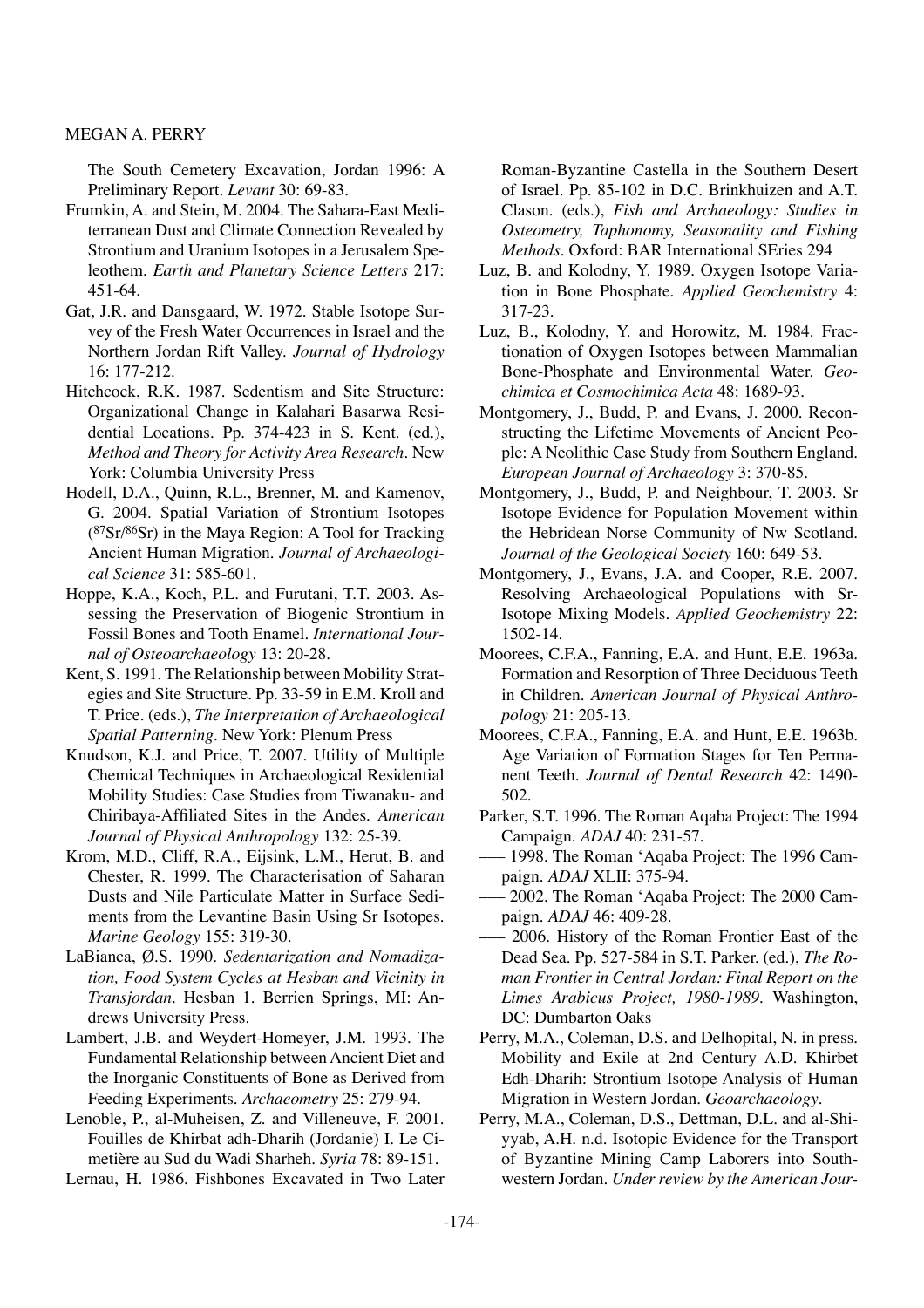The South Cemetery Excavation, Jordan 1996: A Preliminary Report. *Levant* 30: 69-83.

Frumkin, A. and Stein, M. 2004. The Sahara-East Mediterranean Dust and Climate Connection Revealed by Strontium and Uranium Isotopes in a Jerusalem Speleothem. *Earth and Planetary Science Letters* 217: 451-64.

Gat, J.R. and Dansgaard, W. 1972. Stable Isotope Survey of the Fresh Water Occurrences in Israel and the Northern Jordan Rift Valley. *Journal of Hydrology* 16: 177-212.

Hitchcock, R.K. 1987. Sedentism and Site Structure: Organizational Change in Kalahari Basarwa Residential Locations. Pp. 374-423 in S. Kent. (ed.), *Method and Theory for Activity Area Research*. New York: Columbia University Press

Hodell, D.A., Quinn, R.L., Brenner, M. and Kamenov, G. 2004. Spatial Variation of Strontium Isotopes ($^{87}$Sr/$^{86}$Sr) in the Maya Region: A Tool for Tracking Ancient Human Migration. *Journal of Archaeological Science* 31: 585-601.

Hoppe, K.A., Koch, P.L. and Furutani, T.T. 2003. Assessing the Preservation of Biogenic Strontium in Fossil Bones and Tooth Enamel. *International Journal of Osteoarchaeology* 13: 20-28.

Kent, S. 1991. The Relationship between Mobility Strategies and Site Structure. Pp. 33-59 in E.M. Kroll and T. Price. (eds.), *The Interpretation of Archaeological Spatial Patterning*. New York: Plenum Press

Knudson, K.J. and Price, T. 2007. Utility of Multiple Chemical Techniques in Archaeological Residential Mobility Studies: Case Studies from Tiwanaku- and Chiribaya-Affiliated Sites in the Andes. *American Journal of Physical Anthropology* 132: 25-39.

Krom, M.D., Cliff, R.A., Eijsink, L.M., Herut, B. and Chester, R. 1999. The Characterisation of Saharan Dusts and Nile Particulate Matter in Surface Sediments from the Levantine Basin Using Sr Isotopes. *Marine Geology* 155: 319-30.

LaBianca, Ø.S. 1990. *Sedentarization and Nomadization, Food System Cycles at Hesban and Vicinity in Transjordan*. Hesban 1. Berrien Springs, MI: Andrews University Press.

Lambert, J.B. and Weydert-Homeyer, J.M. 1993. The Fundamental Relationship between Ancient Diet and the Inorganic Constituents of Bone as Derived from Feeding Experiments. *Archaeometry* 25: 279-94.

Lenoble, P., al-Muheisen, Z. and Villeneuve, F. 2001. Fouilles de Khirbat adh-Dharih (Jordanie) I. Le Cimetière au Sud du Wadi Sharheh. *Syria* 78: 89-151.

Lernau, H. 1986. Fishbones Excavated in Two Later Roman-Byzantine Castella in the Southern Desert of Israel. Pp. 85-102 in D.C. Brinkhuizen and A.T. Clason. (eds.), *Fish and Archaeology: Studies in Osteometry, Taphonomy, Seasonality and Fishing Methods*. Oxford: BAR International SEries 294

Luz, B. and Kolodny, Y. 1989. Oxygen Isotope Variation in Bone Phosphate. *Applied Geochemistry* 4: 317-23.

Luz, B., Kolodny, Y. and Horowitz, M. 1984. Fractionation of Oxygen Isotopes between Mammalian Bone-Phosphate and Environmental Water. *Geochimica et Cosmochimica Acta* 48: 1689-93.

Montgomery, J., Budd, P. and Evans, J. 2000. Reconstructing the Lifetime Movements of Ancient People: A Neolithic Case Study from Southern England. *European Journal of Archaeology* 3: 370-85.

Montgomery, J., Budd, P. and Neighbour, T. 2003. Sr Isotope Evidence for Population Movement within the Hebridean Norse Community of Nw Scotland. *Journal of the Geological Society* 160: 649-53.

Montgomery, J., Evans, J.A. and Cooper, R.E. 2007. Resolving Archaeological Populations with Sr-Isotope Mixing Models. *Applied Geochemistry* 22: 1502-14.

Moorees, C.F.A., Fanning, E.A. and Hunt, E.E. 1963a. Formation and Resorption of Three Deciduous Teeth in Children. *American Journal of Physical Anthropology* 21: 205-13.

Moorees, C.F.A., Fanning, E.A. and Hunt, E.E. 1963b. Age Variation of Formation Stages for Ten Permanent Teeth. *Journal of Dental Research* 42: 1490-502.

Parker, S.T. 1996. The Roman Aqaba Project: The 1994 Campaign. *ADAJ* 40: 231-57.

––– 1998. The Roman 'Aqaba Project: The 1996 Campaign. *ADAJ* XLII: 375-94.

––– 2002. The Roman 'Aqaba Project: The 2000 Campaign. *ADAJ* 46: 409-28.

––– 2006. History of the Roman Frontier East of the Dead Sea. Pp. 527-584 in S.T. Parker. (ed.), *The Roman Frontier in Central Jordan: Final Report on the Limes Arabicus Project, 1980-1989*. Washington, DC: Dumbarton Oaks

Perry, M.A., Coleman, D.S. and Delhopital, N. in press. Mobility and Exile at 2nd Century A.D. Khirbet Edh-Dharih: Strontium Isotope Analysis of Human Migration in Western Jordan. *Geoarchaeology*.

Perry, M.A., Coleman, D.S., Dettman, D.L. and al-Shiyyab, A.H. n.d. Isotopic Evidence for the Transport of Byzantine Mining Camp Laborers into Southwestern Jordan. *Under review by the American Jour-*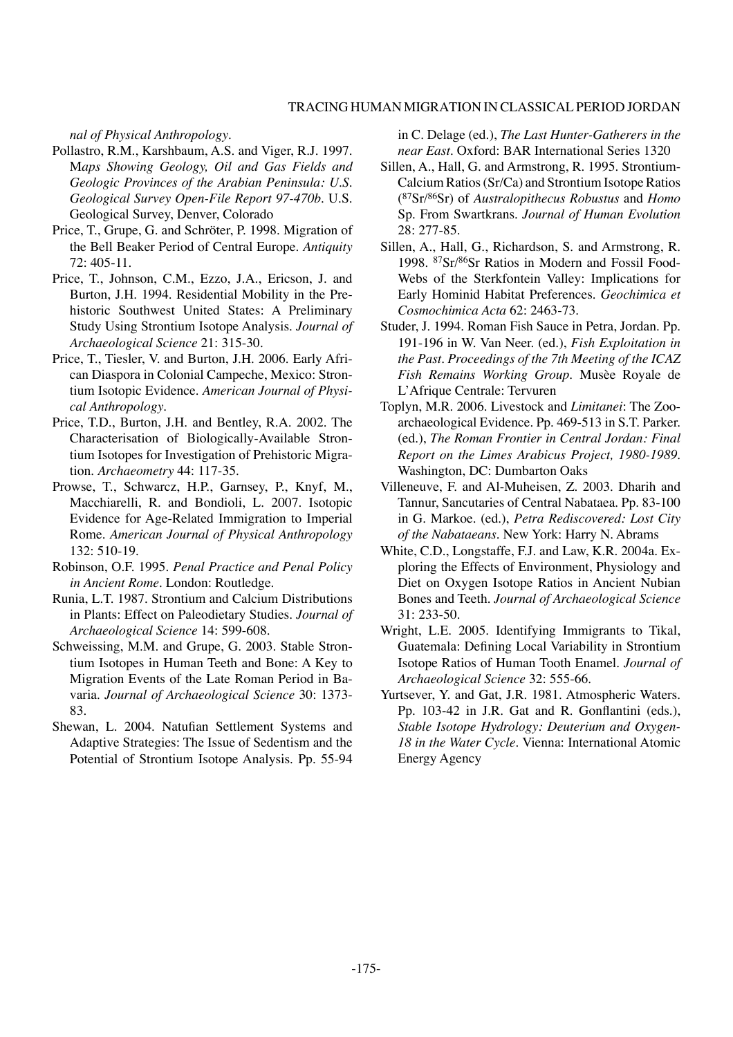*nal of Physical Anthropology*.

Pollastro, R.M., Karshbaum, A.S. and Viger, R.J. 1997. M*aps Showing Geology, Oil and Gas Fields and Geologic Provinces of the Arabian Peninsula: U.S. Geological Survey Open-File Report 97-470b*. U.S. Geological Survey, Denver, Colorado

Price, T., Grupe, G. and Schröter, P. 1998. Migration of the Bell Beaker Period of Central Europe. *Antiquity* 72: 405-11.

Price, T., Johnson, C.M., Ezzo, J.A., Ericson, J. and Burton, J.H. 1994. Residential Mobility in the Prehistoric Southwest United States: A Preliminary Study Using Strontium Isotope Analysis. *Journal of Archaeological Science* 21: 315-30.

Price, T., Tiesler, V. and Burton, J.H. 2006. Early African Diaspora in Colonial Campeche, Mexico: Strontium Isotopic Evidence. *American Journal of Physical Anthropology*.

Price, T.D., Burton, J.H. and Bentley, R.A. 2002. The Characterisation of Biologically-Available Strontium Isotopes for Investigation of Prehistoric Migration. *Archaeometry* 44: 117-35.

Prowse, T., Schwarcz, H.P., Garnsey, P., Knyf, M., Macchiarelli, R. and Bondioli, L. 2007. Isotopic Evidence for Age-Related Immigration to Imperial Rome. *American Journal of Physical Anthropology* 132: 510-19.

Robinson, O.F. 1995. *Penal Practice and Penal Policy in Ancient Rome*. London: Routledge.

Runia, L.T. 1987. Strontium and Calcium Distributions in Plants: Effect on Paleodietary Studies. *Journal of Archaeological Science* 14: 599-608.

Schweissing, M.M. and Grupe, G. 2003. Stable Strontium Isotopes in Human Teeth and Bone: A Key to Migration Events of the Late Roman Period in Bavaria. *Journal of Archaeological Science* 30: 1373-83.

Shewan, L. 2004. Natufian Settlement Systems and Adaptive Strategies: The Issue of Sedentism and the Potential of Strontium Isotope Analysis. Pp. 55-94 in C. Delage (ed.), *The Last Hunter-Gatherers in the near East*. Oxford: BAR International Series 1320

Sillen, A., Hall, G. and Armstrong, R. 1995. Strontium-Calcium Ratios (Sr/Ca) and Strontium Isotope Ratios ($^{87}Sr/^{86}Sr$) of *Australopithecus Robustus* and *Homo* Sp. From Swartkrans. *Journal of Human Evolution* 28: 277-85.

Sillen, A., Hall, G., Richardson, S. and Armstrong, R. 1998. $^{87}Sr/^{86}Sr$ Ratios in Modern and Fossil Food-Webs of the Sterkfontein Valley: Implications for Early Hominid Habitat Preferences. *Geochimica et Cosmochimica Acta* 62: 2463-73.

Studer, J. 1994. Roman Fish Sauce in Petra, Jordan. Pp. 191-196 in W. Van Neer. (ed.), *Fish Exploitation in the Past*. *Proceedings of the 7th Meeting of the ICAZ Fish Remains Working Group*. Musèe Royale de L'Afrique Centrale: Tervuren

Toplyn, M.R. 2006. Livestock and *Limitanei*: The Zooarchaeological Evidence. Pp. 469-513 in S.T. Parker. (ed.), *The Roman Frontier in Central Jordan: Final Report on the Limes Arabicus Project, 1980-1989*. Washington, DC: Dumbarton Oaks

Villeneuve, F. and Al-Muheisen, Z. 2003. Dharih and Tannur, Sancutaries of Central Nabataea. Pp. 83-100 in G. Markoe. (ed.), *Petra Rediscovered: Lost City of the Nabataeans*. New York: Harry N. Abrams

White, C.D., Longstaffe, F.J. and Law, K.R. 2004a. Exploring the Effects of Environment, Physiology and Diet on Oxygen Isotope Ratios in Ancient Nubian Bones and Teeth. *Journal of Archaeological Science* 31: 233-50.

Wright, L.E. 2005. Identifying Immigrants to Tikal, Guatemala: Defining Local Variability in Strontium Isotope Ratios of Human Tooth Enamel. *Journal of Archaeological Science* 32: 555-66.

Yurtsever, Y. and Gat, J.R. 1981. Atmospheric Waters. Pp. 103-42 in J.R. Gat and R. Gonflantini (eds.), *Stable Isotope Hydrology: Deuterium and Oxygen-18 in the Water Cycle*. Vienna: International Atomic Energy Agency